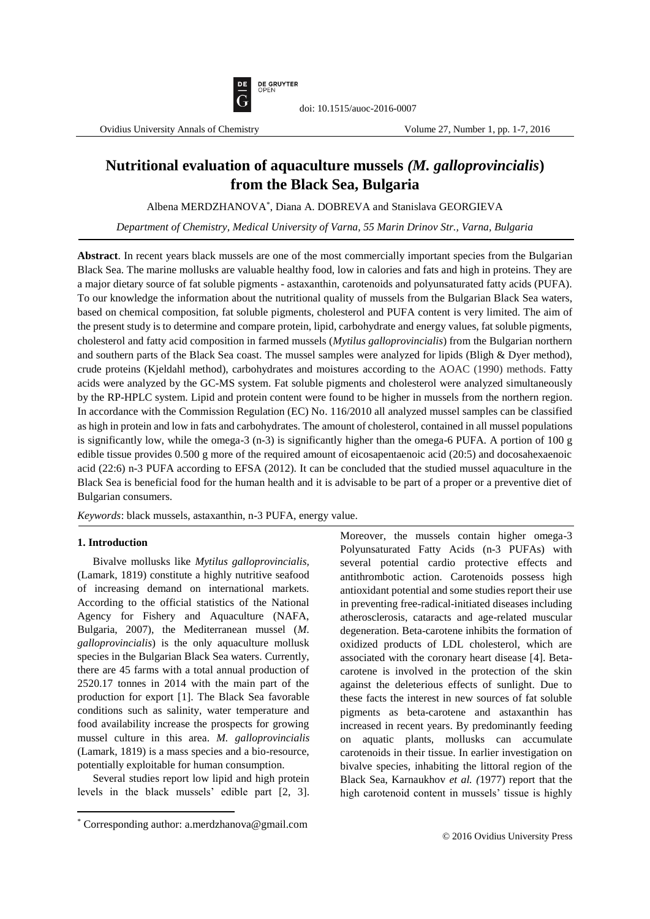# Nutritional evaluation of aquaculture mussels *(M. galloprovincialis)* from the Black Sea, Bulgaria

Albena MERDZHANOVA*, Diana A. DOBREVA and Stanislava GEORGIEVA

*Department of Chemistry, Medical University of Varna, 55 Marin Drinov Str., Varna, Bulgaria*

---

**Abstract**. In recent years black mussels are one of the most commercially important species from the Bulgarian Black Sea. The marine mollusks are valuable healthy food, low in calories and fats and high in proteins. They are a major dietary source of fat soluble pigments - astaxanthin, carotenoids and polyunsaturated fatty acids (PUFA). To our knowledge the information about the nutritional quality of mussels from the Bulgarian Black Sea waters, based on chemical composition, fat soluble pigments, cholesterol and PUFA content is very limited. The aim of the present study is to determine and compare protein, lipid, carbohydrate and energy values, fat soluble pigments, cholesterol and fatty acid composition in farmed mussels (*Mytilus galloprovincialis*) from the Bulgarian northern and southern parts of the Black Sea coast. The mussel samples were analyzed for lipids (Bligh & Dyer method), crude proteins (Kjeldahl method), carbohydrates and moistures according to the AOAC (1990) methods. Fatty acids were analyzed by the GC-MS system. Fat soluble pigments and cholesterol were analyzed simultaneously by the RP-HPLC system. Lipid and protein content were found to be higher in mussels from the northern region. In accordance with the Commission Regulation (EC) No. 116/2010 all analyzed mussel samples can be classified as high in protein and low in fats and carbohydrates. The amount of cholesterol, contained in all mussel populations is significantly low, while the omega-3 (n-3) is significantly higher than the omega-6 PUFA. A portion of 100 g edible tissue provides 0.500 g more of the required amount of eicosapentaenoic acid (20:5) and docosahexaenoic acid (22:6) n-3 PUFA according to EFSA (2012). It can be concluded that the studied mussel aquaculture in the Black Sea is beneficial food for the human health and it is advisable to be part of a proper or a preventive diet of Bulgarian consumers.

*Keywords*: black mussels, astaxanthin, n-3 PUFA, energy value.

---

## 1. Introduction

Bivalve mollusks like *Mytilus galloprovincialis,* (Lamark, 1819) constitute a highly nutritive seafood of increasing demand on international markets. According to the official statistics of the National Agency for Fishery and Aquaculture (NAFA, Bulgaria, 2007), the Mediterranean mussel (*M. galloprovincialis*) is the only aquaculture mollusk species in the Bulgarian Black Sea waters. Currently, there are 45 farms with a total annual production of 2520.17 tonnes in 2014 with the main part of the production for export [1]. The Black Sea favorable conditions such as salinity, water temperature and food availability increase the prospects for growing mussel culture in this area. *M. galloprovincialis* (Lamark, 1819) is a mass species and a bio-resource, potentially exploitable for human consumption.

Several studies report low lipid and high protein levels in the black mussels' edible part [2, 3]. Moreover, the mussels contain higher omega-3 Polyunsaturated Fatty Acids (n-3 PUFAs) with several potential cardio protective effects and antithrombotic action. Carotenoids possess high antioxidant potential and some studies report their use in preventing free-radical-initiated diseases including atherosclerosis, cataracts and age-related muscular degeneration. Beta-carotene inhibits the formation of oxidized products of LDL cholesterol, which are associated with the coronary heart disease [4]. Beta-carotene is involved in the protection of the skin against the deleterious effects of sunlight. Due to these facts the interest in new sources of fat soluble pigments as beta-carotene and astaxanthin has increased in recent years. By predominantly feeding on aquatic plants, mollusks can accumulate carotenoids in their tissue. In earlier investigation on bivalve species, inhabiting the littoral region of the Black Sea, Karnaukhov *et al. (*1977) report that the high carotenoid content in mussels' tissue is highly

---

* Corresponding author: a.merdzhanova@gmail.com

© 2016 Ovidius University Press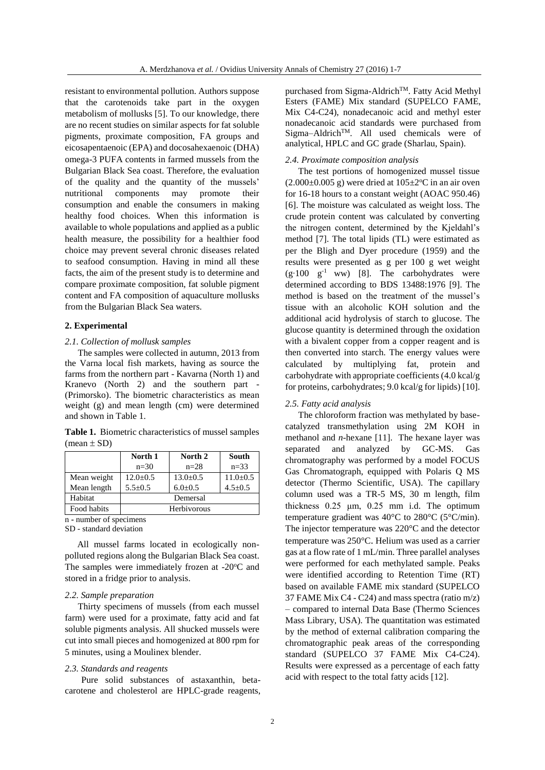resistant to environmental pollution. Authors suppose that the carotenoids take part in the oxygen metabolism of mollusks [5]. To our knowledge, there are no recent studies on similar aspects for fat soluble pigments, proximate composition, FA groups and eicosapentaenoic (EPA) and docosahexaenoic (DHA) omega-3 PUFA contents in farmed mussels from the Bulgarian Black Sea coast. Therefore, the evaluation of the quality and the quantity of the mussels' nutritional components may promote their consumption and enable the consumers in making healthy food choices. When this information is available to whole populations and applied as a public health measure, the possibility for a healthier food choice may prevent several chronic diseases related to seafood consumption. Having in mind all these facts, the aim of the present study is to determine and compare proximate composition, fat soluble pigment content and FA composition of aquaculture mollusks from the Bulgarian Black Sea waters.

## 2. Experimental

### *2.1. Collection of mollusk samples*

The samples were collected in autumn, 2013 from the Varna local fish markets, having as source the farms from the northern part - Kavarna (North 1) and Kranevo (North 2) and the southern part - (Primorsko). The biometric characteristics as mean weight (g) and mean length (cm) were determined and shown in Table 1.

**Table 1.** Biometric characteristics of mussel samples (mean ± SD)

| | North 1 n=30 | North 2 n=28 | South n=33 |
|---|---|---|---|
| Mean weight | 12.0±0.5 | 13.0±0.5 | 11.0±0.5 |
| Mean length | 5.5±0.5 | 6.0±0.5 | 4.5±0.5 |
| Habitat | Demersal | | |
| Food habits | Herbivorous | | |

n - number of specimens
SD - standard deviation

All mussel farms located in ecologically non-polluted regions along the Bulgarian Black Sea coast. The samples were immediately frozen at -20°C and stored in a fridge prior to analysis.

### *2.2. Sample preparation*

Thirty specimens of mussels (from each mussel farm) were used for a proximate, fatty acid and fat soluble pigments analysis. All shucked mussels were cut into small pieces and homogenized at 800 rpm for 5 minutes, using a Moulinex blender.

### *2.3. Standards and reagents*

Pure solid substances of astaxanthin, beta-carotene and cholesterol are HPLC-grade reagents, purchased from Sigma-Aldrich™. Fatty Acid Methyl Esters (FAME) Mix standard (SUPELCO FAME, Mix C4-C24), nonadecanoic acid and methyl ester nonadecanoic acid standards were purchased from Sigma–Aldrich™. All used chemicals were of analytical, HPLC and GC grade (Sharlau, Spain).

### *2.4. Proximate composition analysis*

The test portions of homogenized mussel tissue (2.000±0.005 g) were dried at 105±2°C in an air oven for 16-18 hours to a constant weight (AOAC 950.46) [6]. The moisture was calculated as weight loss. The crude protein content was calculated by converting the nitrogen content, determined by the Kjeldahl's method [7]. The total lipids (TL) were estimated as per the Bligh and Dyer procedure (1959) and the results were presented as g per 100 g wet weight ($g \cdot 100\ g^{-1}$ ww) [8]. The carbohydrates were determined according to BDS 13488:1976 [9]. The method is based on the treatment of the mussel's tissue with an alcoholic KOH solution and the additional acid hydrolysis of starch to glucose. The glucose quantity is determined through the oxidation with a bivalent copper from a copper reagent and is then converted into starch. The energy values were calculated by multiplying fat, protein and carbohydrate with appropriate coefficients (4.0 kcal/g for proteins, carbohydrates; 9.0 kcal/g for lipids) [10].

### *2.5. Fatty acid analysis*

The chloroform fraction was methylated by base-catalyzed transmethylation using 2M KOH in methanol and *n*-hexane [11]. The hexane layer was separated and analyzed by GC-MS. Gas chromatography was performed by a model FOCUS Gas Chromatograph, equipped with Polaris Q MS detector (Thermo Scientific, USA). The capillary column used was a TR-5 MS, 30 m length, film thickness 0.25 μm, 0.25 mm i.d. The optimum temperature gradient was 40°C to 280°C (5°C/min). The injector temperature was 220°C and the detector temperature was 250°C. Helium was used as a carrier gas at a flow rate of 1 mL/min. Three parallel analyses were performed for each methylated sample. Peaks were identified according to Retention Time (RT) based on available FAME mix standard (SUPELCO 37 FAME Mix C4 - C24) and mass spectra (ratio m/z) – compared to internal Data Base (Thermo Sciences Mass Library, USA). The quantitation was estimated by the method of external calibration comparing the chromatographic peak areas of the corresponding standard (SUPELCO 37 FAME Mix C4-C24). Results were expressed as a percentage of each fatty acid with respect to the total fatty acids [12].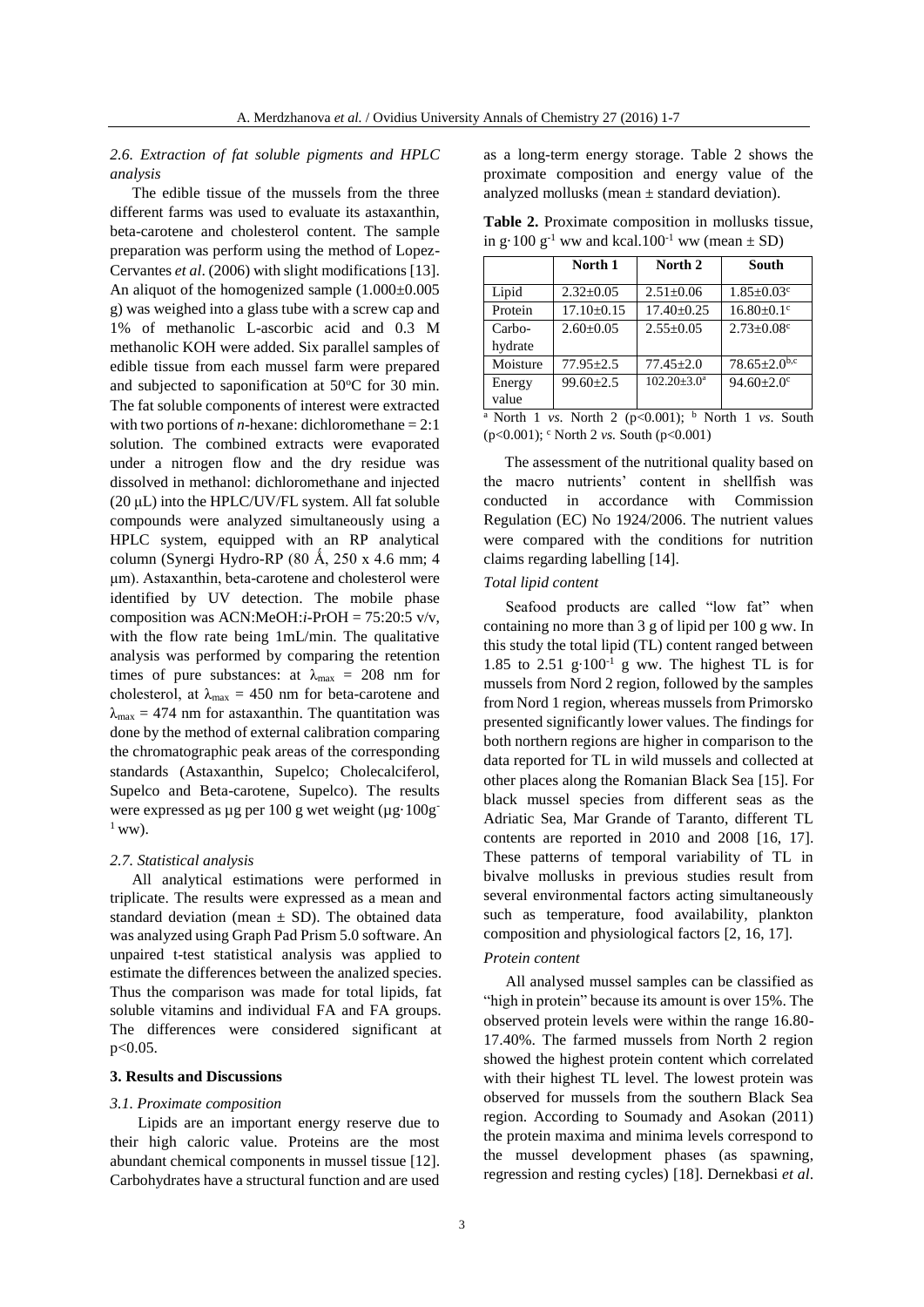### *2.6. Extraction of fat soluble pigments and HPLC analysis*

The edible tissue of the mussels from the three different farms was used to evaluate its astaxanthin, beta-carotene and cholesterol content. The sample preparation was perform using the method of Lopez-Cervantes *et al*. (2006) with slight modifications [13]. An aliquot of the homogenized sample (1.000±0.005 g) was weighed into a glass tube with a screw cap and 1% of methanolic L-ascorbic acid and 0.3 M methanolic KOH were added. Six parallel samples of edible tissue from each mussel farm were prepared and subjected to saponification at 50°C for 30 min. The fat soluble components of interest were extracted with two portions of *n*-hexane: dichloromethane = 2:1 solution. The combined extracts were evaporated under a nitrogen flow and the dry residue was dissolved in methanol: dichloromethane and injected (20 µL) into the HPLC/UV/FL system. All fat soluble compounds were analyzed simultaneously using a HPLC system, equipped with an RP analytical column (Synergi Hydro-RP (80 Å, 250 x 4.6 mm; 4 µm). Astaxanthin, beta-carotene and cholesterol were identified by UV detection. The mobile phase composition was ACN:MeOH:*i*-PrOH = 75:20:5 v/v, with the flow rate being 1mL/min. The qualitative analysis was performed by comparing the retention times of pure substances: at $\lambda_{max}$ = 208 nm for cholesterol, at $\lambda_{max}$ = 450 nm for beta-carotene and $\lambda_{max}$ = 474 nm for astaxanthin. The quantitation was done by the method of external calibration comparing the chromatographic peak areas of the corresponding standards (Astaxanthin, Supelco; Cholecalciferol, Supelco and Beta-carotene, Supelco). The results were expressed as µg per 100 g wet weight (µg·$100g^{-1}$ ww).

### *2.7. Statistical analysis*

All analytical estimations were performed in triplicate. The results were expressed as a mean and standard deviation (mean ± SD). The obtained data was analyzed using Graph Pad Prism 5.0 software. An unpaired t-test statistical analysis was applied to estimate the differences between the analized species. Thus the comparison was made for total lipids, fat soluble vitamins and individual FA and FA groups. The differences were considered significant at $p<0.05$.

## 3. Results and Discussions

### *3.1. Proximate composition*

Lipids are an important energy reserve due to their high caloric value. Proteins are the most abundant chemical components in mussel tissue [12]. Carbohydrates have a structural function and are used as a long-term energy storage. Table 2 shows the proximate composition and energy value of the analyzed mollusks (mean ± standard deviation).

**Table 2.** Proximate composition in mollusks tissue, in g·100 $g^{-1}$ ww and kcal.$100^{-1}$ ww (mean ± SD)

| | North 1 | North 2 | South |
|---|---|---|---|
| Lipid | 2.32±0.05 | 2.51±0.06 | 1.85±0.03[c] |
| Protein | 17.10±0.15 | 17.40±0.25 | 16.80±0.1[c] |
| Carbo-hydrate | 2.60±0.05 | 2.55±0.05 | 2.73±0.08[c] |
| Moisture | 77.95±2.5 | 77.45±2.0 | 78.65±2.0[b,c] |
| Energy value | 99.60±2.5 | 102.20±3.0[a] | 94.60±2.0[c] |

[a] North 1 *vs*. North 2 ($p<0.001$); [b] North 1 *vs*. South ($p<0.001$); [c] North 2 *vs.* South ($p<0.001$)

The assessment of the nutritional quality based on the macro nutrients' content in shellfish was conducted in accordance with Commission Regulation (EC) No 1924/2006. The nutrient values were compared with the conditions for nutrition claims regarding labelling [14].

#### *Total lipid content*

Seafood products are called "low fat" when containing no more than 3 g of lipid per 100 g ww. In this study the total lipid (TL) content ranged between 1.85 to 2.51 g·$100^{-1}$ g ww. The highest TL is for mussels from Nord 2 region, followed by the samples from Nord 1 region, whereas mussels from Primorsko presented significantly lower values. The findings for both northern regions are higher in comparison to the data reported for TL in wild mussels and collected at other places along the Romanian Black Sea [15]. For black mussel species from different seas as the Adriatic Sea, Mar Grande of Taranto, different TL contents are reported in 2010 and 2008 [16, 17]. These patterns of temporal variability of TL in bivalve mollusks in previous studies result from several environmental factors acting simultaneously such as temperature, food availability, plankton composition and physiological factors [2, 16, 17].

#### *Protein content*

All analysed mussel samples can be classified as "high in protein" because its amount is over 15%. The observed protein levels were within the range 16.80-17.40%. The farmed mussels from North 2 region showed the highest protein content which correlated with their highest TL level. The lowest protein was observed for mussels from the southern Black Sea region. According to Soumady and Asokan (2011) the protein maxima and minima levels correspond to the mussel development phases (as spawning, regression and resting cycles) [18]. Dernekbasi *et al*.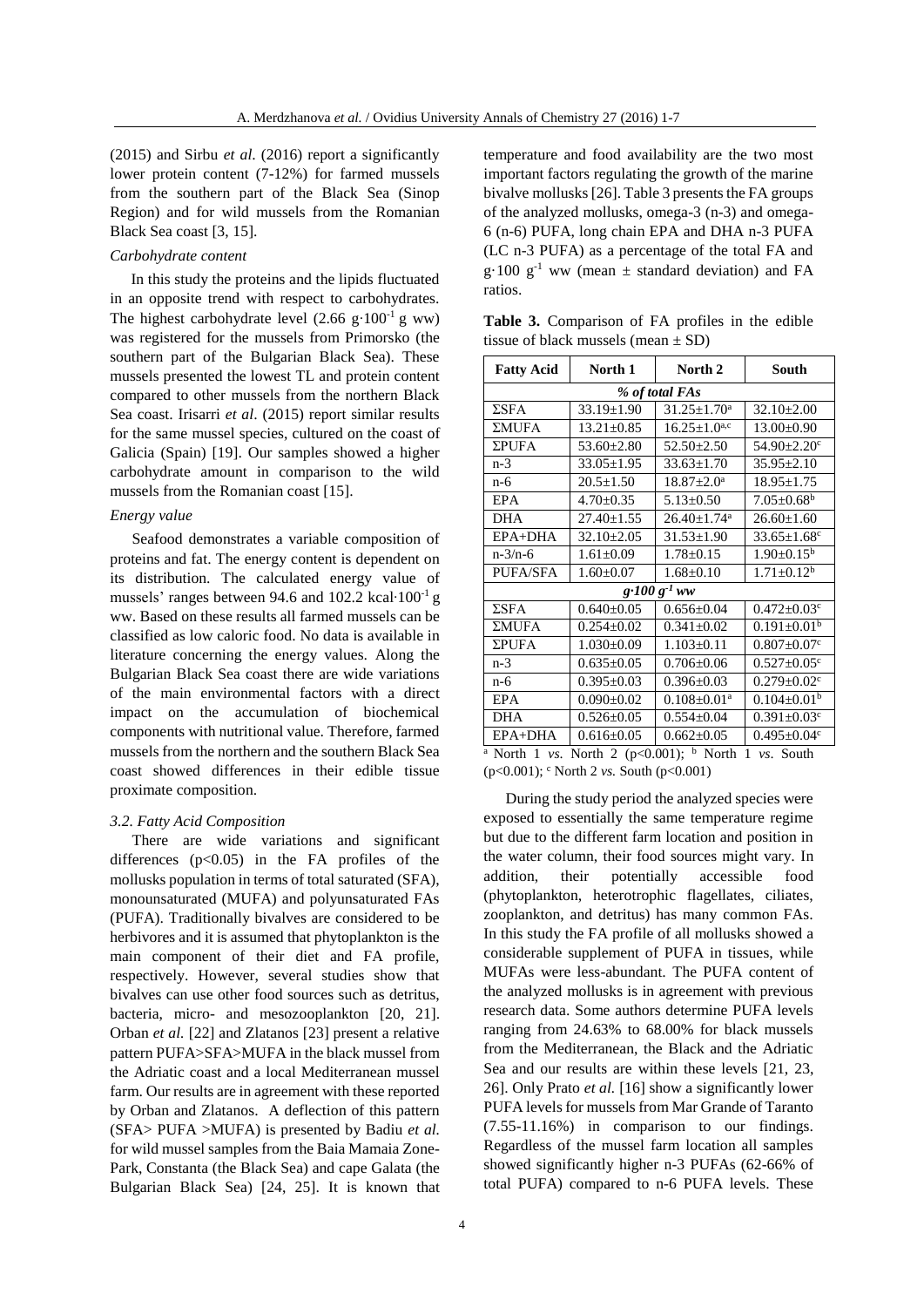(2015) and Sirbu *et al.* (2016) report a significantly lower protein content (7-12%) for farmed mussels from the southern part of the Black Sea (Sinop Region) and for wild mussels from the Romanian Black Sea coast [3, 15].

*Carbohydrate content*

In this study the proteins and the lipids fluctuated in an opposite trend with respect to carbohydrates. The highest carbohydrate level (2.66 $g \cdot 100^{-1}$ g ww) was registered for the mussels from Primorsko (the southern part of the Bulgarian Black Sea). These mussels presented the lowest TL and protein content compared to other mussels from the northern Black Sea coast. Irisarri *et al*. (2015) report similar results for the same mussel species, cultured on the coast of Galicia (Spain) [19]. Our samples showed a higher carbohydrate amount in comparison to the wild mussels from the Romanian coast [15].

*Energy value*

Seafood demonstrates a variable composition of proteins and fat. The energy content is dependent on its distribution. The calculated energy value of mussels' ranges between 94.6 and 102.2 $kcal \cdot 100^{-1}$ g ww. Based on these results all farmed mussels can be classified as low caloric food. No data is available in literature concerning the energy values. Along the Bulgarian Black Sea coast there are wide variations of the main environmental factors with a direct impact on the accumulation of biochemical components with nutritional value. Therefore, farmed mussels from the northern and the southern Black Sea coast showed differences in their edible tissue proximate composition.

### 3.2. Fatty Acid Composition

There are wide variations and significant differences ($p<0.05$) in the FA profiles of the mollusks population in terms of total saturated (SFA), monounsaturated (MUFA) and polyunsaturated FAs (PUFA). Traditionally bivalves are considered to be herbivores and it is assumed that phytoplankton is the main component of their diet and FA profile, respectively. However, several studies show that bivalves can use other food sources such as detritus, bacteria, micro- and mesozooplankton [20, 21]. Orban *et al.* [22] and Zlatanos [23] present a relative pattern PUFA>SFA>MUFA in the black mussel from the Adriatic coast and a local Mediterranean mussel farm. Our results are in agreement with these reported by Orban and Zlatanos. A deflection of this pattern (SFA> PUFA >MUFA) is presented by Badiu *et al.* for wild mussel samples from the Baia Mamaia Zone-Park, Constanta (the Black Sea) and cape Galata (the Bulgarian Black Sea) [24, 25]. It is known that temperature and food availability are the two most important factors regulating the growth of the marine bivalve mollusks [26]. Table 3 presents the FA groups of the analyzed mollusks, omega-3 (n-3) and omega-6 (n-6) PUFA, long chain EPA and DHA n-3 PUFA (LC n-3 PUFA) as a percentage of the total FA and $g \cdot 100\ g^{-1}$ ww (mean ± standard deviation) and FA ratios.

**Table 3.** Comparison of FA profiles in the edible tissue of black mussels (mean ± SD)

| Fatty Acid | North 1 | North 2 | South |
|---|---|---|---|
| *% of total FAs* | | | |
| ΣSFA | 33.19±1.90 | 31.25±1.70[a] | 32.10±2.00 |
| ΣMUFA | 13.21±0.85 | 16.25±1.0[a,c] | 13.00±0.90 |
| ΣPUFA | 53.60±2.80 | 52.50±2.50 | 54.90±2.20[c] |
| n-3 | 33.05±1.95 | 33.63±1.70 | 35.95±2.10 |
| n-6 | 20.5±1.50 | 18.87±2.0[a] | 18.95±1.75 |
| EPA | 4.70±0.35 | 5.13±0.50 | 7.05±0.68[b] |
| DHA | 27.40±1.55 | 26.40±1.74[a] | 26.60±1.60 |
| EPA+DHA | 32.10±2.05 | 31.53±1.90 | 33.65±1.68[c] |
| n-3/n-6 | 1.61±0.09 | 1.78±0.15 | 1.90±0.15[b] |
| PUFA/SFA | 1.60±0.07 | 1.68±0.10 | 1.71±0.12[b] |
| *$g \cdot 100\ g^{-1}$ ww* | | | |
| ΣSFA | 0.640±0.05 | 0.656±0.04 | 0.472±0.03[c] |
| ΣMUFA | 0.254±0.02 | 0.341±0.02 | 0.191±0.01[b] |
| ΣPUFA | 1.030±0.09 | 1.103±0.11 | 0.807±0.07[c] |
| n-3 | 0.635±0.05 | 0.706±0.06 | 0.527±0.05[c] |
| n-6 | 0.395±0.03 | 0.396±0.03 | 0.279±0.02[c] |
| EPA | 0.090±0.02 | 0.108±0.01[a] | 0.104±0.01[b] |
| DHA | 0.526±0.05 | 0.554±0.04 | 0.391±0.03[c] |
| EPA+DHA | 0.616±0.05 | 0.662±0.05 | 0.495±0.04[c] |

[a] North 1 *vs.* North 2 ($p<0.001$); [b] North 1 *vs.* South ($p<0.001$); [c] North 2 *vs.* South ($p<0.001$)

During the study period the analyzed species were exposed to essentially the same temperature regime but due to the different farm location and position in the water column, their food sources might vary. In addition, their potentially accessible food (phytoplankton, heterotrophic flagellates, ciliates, zooplankton, and detritus) has many common FAs. In this study the FA profile of all mollusks showed a considerable supplement of PUFA in tissues, while MUFAs were less-abundant. The PUFA content of the analyzed mollusks is in agreement with previous research data. Some authors determine PUFA levels ranging from 24.63% to 68.00% for black mussels from the Mediterranean, the Black and the Adriatic Sea and our results are within these levels [21, 23, 26]. Only Prato *et al.* [16] show a significantly lower PUFA levels for mussels from Mar Grande of Taranto (7.55-11.16%) in comparison to our findings. Regardless of the mussel farm location all samples showed significantly higher n-3 PUFAs (62-66% of total PUFA) compared to n-6 PUFA levels. These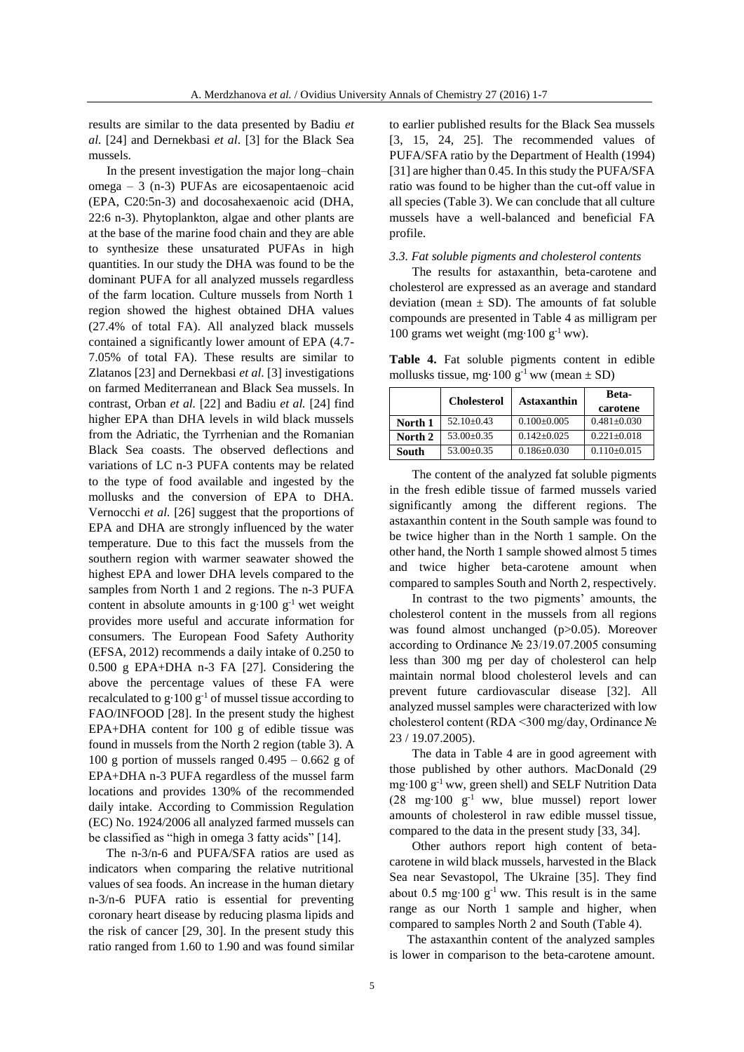results are similar to the data presented by Badiu *et al.* [24] and Dernekbasi *et al*. [3] for the Black Sea mussels.

In the present investigation the major long–chain omega – 3 (n-3) PUFAs are eicosapentaenoic acid (EPA, C20:5n-3) and docosahexaenoic acid (DHA, 22:6 n-3). Phytoplankton, algae and other plants are at the base of the marine food chain and they are able to synthesize these unsaturated PUFAs in high quantities. In our study the DHA was found to be the dominant PUFA for all analyzed mussels regardless of the farm location. Culture mussels from North 1 region showed the highest obtained DHA values (27.4% of total FA). All analyzed black mussels contained a significantly lower amount of EPA (4.7-7.05% of total FA). These results are similar to Zlatanos [23] and Dernekbasi *et al*. [3] investigations on farmed Mediterranean and Black Sea mussels. In contrast, Orban *et al.* [22] and Badiu *et al.* [24] find higher EPA than DHA levels in wild black mussels from the Adriatic, the Tyrrhenian and the Romanian Black Sea coasts. The observed deflections and variations of LC n-3 PUFA contents may be related to the type of food available and ingested by the mollusks and the conversion of EPA to DHA. Vernocchi *et al.* [26] suggest that the proportions of EPA and DHA are strongly influenced by the water temperature. Due to this fact the mussels from the southern region with warmer seawater showed the highest EPA and lower DHA levels compared to the samples from North 1 and 2 regions. The n-3 PUFA content in absolute amounts in $g \cdot 100\ g^{-1}$ wet weight provides more useful and accurate information for consumers. The European Food Safety Authority (EFSA, 2012) recommends a daily intake of 0.250 to 0.500 g EPA+DHA n-3 FA [27]. Considering the above the percentage values of these FA were recalculated to $g \cdot 100\ g^{-1}$ of mussel tissue according to FAO/INFOOD [28]. In the present study the highest EPA+DHA content for 100 g of edible tissue was found in mussels from the North 2 region (table 3). A 100 g portion of mussels ranged 0.495 – 0.662 g of EPA+DHA n-3 PUFA regardless of the mussel farm locations and provides 130% of the recommended daily intake. According to Commission Regulation (EC) No. 1924/2006 all analyzed farmed mussels can be classified as "high in omega 3 fatty acids" [14].

The n-3/n-6 and PUFA/SFA ratios are used as indicators when comparing the relative nutritional values of sea foods. An increase in the human dietary n-3/n-6 PUFA ratio is essential for preventing coronary heart disease by reducing plasma lipids and the risk of cancer [29, 30]. In the present study this ratio ranged from 1.60 to 1.90 and was found similar to earlier published results for the Black Sea mussels [3, 15, 24, 25]. The recommended values of PUFA/SFA ratio by the Department of Health (1994) [31] are higher than 0.45. In this study the PUFA/SFA ratio was found to be higher than the cut-off value in all species (Table 3). We can conclude that all culture mussels have a well-balanced and beneficial FA profile.

### *3.3. Fat soluble pigments and cholesterol contents*

The results for astaxanthin, beta-carotene and cholesterol are expressed as an average and standard deviation (mean ± SD). The amounts of fat soluble compounds are presented in Table 4 as milligram per 100 grams wet weight ($mg \cdot 100\ g^{-1}$ ww).

**Table 4.** Fat soluble pigments content in edible mollusks tissue, $mg \cdot 100\ g^{-1}$ ww (mean ± SD)

| | Cholesterol | Astaxanthin | Beta-carotene |
|---|---|---|---|
| **North 1** | 52.10±0.43 | 0.100±0.005 | 0.481±0.030 |
| **North 2** | 53.00±0.35 | 0.142±0.025 | 0.221±0.018 |
| **South** | 53.00±0.35 | 0.186±0.030 | 0.110±0.015 |

The content of the analyzed fat soluble pigments in the fresh edible tissue of farmed mussels varied significantly among the different regions. The astaxanthin content in the South sample was found to be twice higher than in the North 1 sample. On the other hand, the North 1 sample showed almost 5 times and twice higher beta-carotene amount when compared to samples South and North 2, respectively.

In contrast to the two pigments' amounts, the cholesterol content in the mussels from all regions was found almost unchanged ($p>0.05$). Moreover according to Ordinance № 23/19.07.2005 consuming less than 300 mg per day of cholesterol can help maintain normal blood cholesterol levels and can prevent future cardiovascular disease [32]. All analyzed mussel samples were characterized with low cholesterol content (RDA <300 mg/day, Ordinance № 23 / 19.07.2005).

The data in Table 4 are in good agreement with those published by other authors. MacDonald (29 $mg \cdot 100\ g^{-1}$ ww, green shell) and SELF Nutrition Data (28 $mg \cdot 100\ g^{-1}$ ww, blue mussel) report lower amounts of cholesterol in raw edible mussel tissue, compared to the data in the present study [33, 34].

Other authors report high content of beta-carotene in wild black mussels, harvested in the Black Sea near Sevastopol, The Ukraine [35]. They find about 0.5 $mg \cdot 100\ g^{-1}$ ww. This result is in the same range as our North 1 sample and higher, when compared to samples North 2 and South (Table 4).

The astaxanthin content of the analyzed samples is lower in comparison to the beta-carotene amount.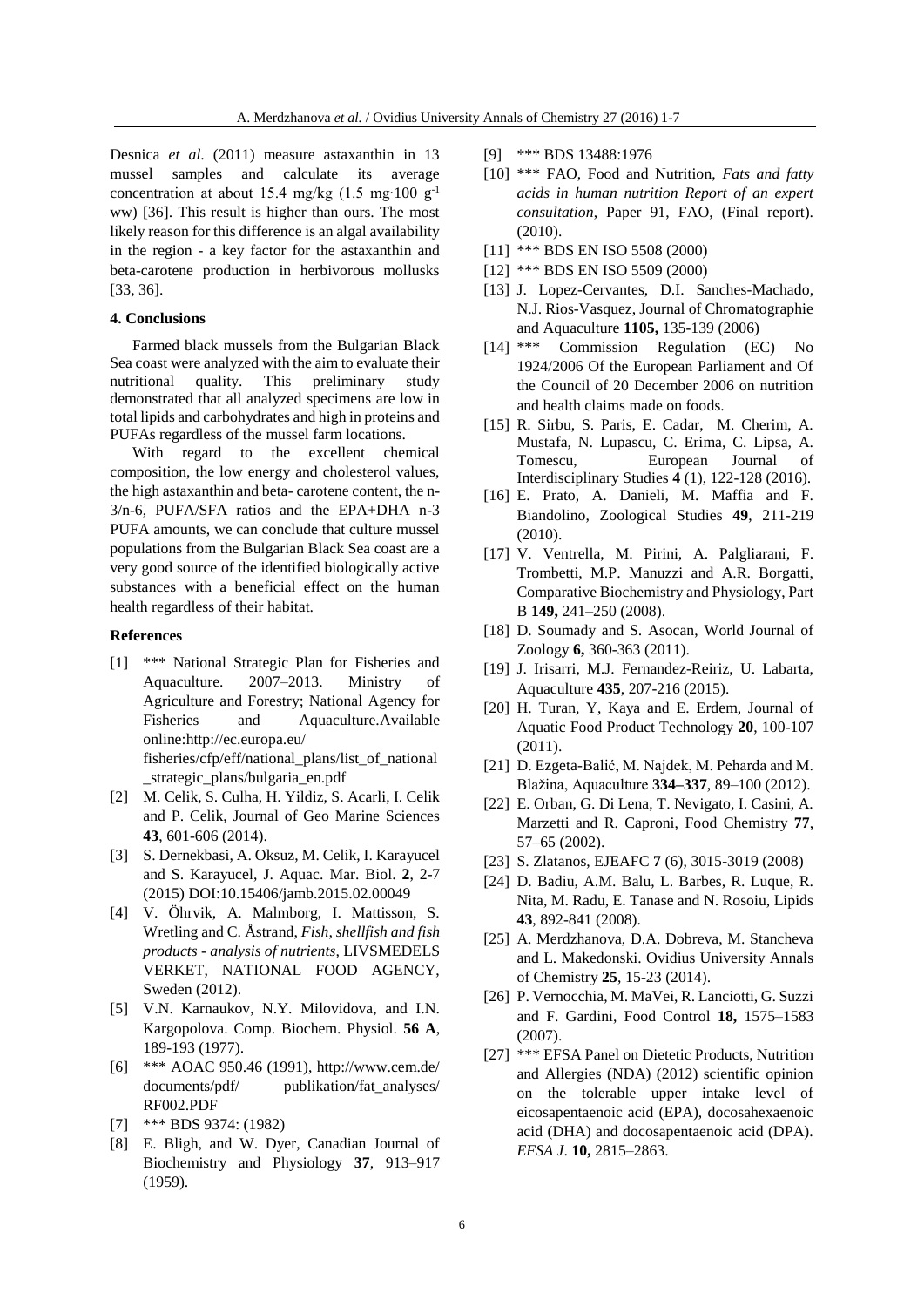Desnica *et al.* (2011) measure astaxanthin in 13 mussel samples and calculate its average concentration at about 15.4 mg/kg (1.5 mg·100 $g^{-1}$ ww) [36]. This result is higher than ours. The most likely reason for this difference is an algal availability in the region - a key factor for the astaxanthin and beta-carotene production in herbivorous mollusks [33, 36].

#### 4. Conclusions

Farmed black mussels from the Bulgarian Black Sea coast were analyzed with the aim to evaluate their nutritional quality. This preliminary study demonstrated that all analyzed specimens are low in total lipids and carbohydrates and high in proteins and PUFAs regardless of the mussel farm locations.

With regard to the excellent chemical composition, the low energy and cholesterol values, the high astaxanthin and beta- carotene content, the n-3/n-6, PUFA/SFA ratios and the EPA+DHA n-3 PUFA amounts, we can conclude that culture mussel populations from the Bulgarian Black Sea coast are a very good source of the identified biologically active substances with a beneficial effect on the human health regardless of their habitat.

#### References

[1] *** National Strategic Plan for Fisheries and Aquaculture. 2007–2013. Ministry of Agriculture and Forestry; National Agency for Fisheries and Aquaculture.Available online:http://ec.europa.eu/ fisheries/cfp/eff/national_plans/list_of_national_strategic_plans/bulgaria_en.pdf

[2] M. Celik, S. Culha, H. Yildiz, S. Acarli, I. Celik and P. Celik, Journal of Geo Marine Sciences **43**, 601-606 (2014).

[3] S. Dernekbasi, A. Oksuz, M. Celik, I. Karayucel and S. Karayucel, J. Aquac. Mar. Biol. **2**, 2-7 (2015) DOI:10.15406/jamb.2015.02.00049

[4] V. Öhrvik, A. Malmborg, I. Mattisson, S. Wretling and C. Åstrand, *Fish, shellfish and fish products - analysis of nutrients,* LIVSMEDELS VERKET, NATIONAL FOOD AGENCY, Sweden (2012).

[5] V.N. Karnaukov, N.Y. Milovidova, and I.N. Kargopolova. Comp. Biochem. Physiol. **56 A**, 189-193 (1977).

[6] *** AOAC 950.46 (1991), http://www.cem.de/ documents/pdf/ publikation/fat_analyses/ RF002.PDF

[7] *** BDS 9374: (1982)

[8] E. Bligh, and W. Dyer, Canadian Journal of Biochemistry and Physiology **37**, 913–917 (1959).

[9] *** BDS 13488:1976

[10] *** FAO, Food and Nutrition, *Fats and fatty acids in human nutrition Report of an expert consultation*, Paper 91, FAO, (Final report). (2010).

[11] *** BDS EN ISO 5508 (2000)

[12] *** BDS EN ISO 5509 (2000)

[13] J. Lopez-Cervantes, D.I. Sanches-Machado, N.J. Rios-Vasquez, Journal of Chromatographie and Aquaculture **1105,** 135-139 (2006)

[14] *** Commission Regulation (EC) No 1924/2006 Of the European Parliament and Of the Council of 20 December 2006 on nutrition and health claims made on foods.

[15] R. Sirbu, S. Paris, E. Cadar, M. Cherim, A. Mustafa, N. Lupascu, C. Erima, C. Lipsa, A. Tomescu, European Journal of Interdisciplinary Studies **4** (1), 122-128 (2016).

[16] E. Prato, A. Danieli, M. Maffia and F. Biandolino, Zoological Studies **49**, 211-219 (2010).

[17] V. Ventrella, M. Pirini, A. Palgliarani, F. Trombetti, M.P. Manuzzi and A.R. Borgatti, Comparative Biochemistry and Physiology, Part B **149,** 241–250 (2008).

[18] D. Soumady and S. Asocan, World Journal of Zoology **6,** 360-363 (2011).

[19] J. Irisarri, M.J. Fernandez-Reiriz, U. Labarta, Aquaculture **435**, 207-216 (2015).

[20] H. Turan, Y, Kaya and E. Erdem, Journal of Aquatic Food Product Technology **20**, 100-107 (2011).

[21] D. Ezgeta-Balić, M. Najdek, M. Peharda and M. Blažina, Aquaculture **334–337**, 89–100 (2012).

[22] E. Orban, G. Di Lena, T. Nevigato, I. Casini, A. Marzetti and R. Caproni, Food Chemistry **77**, 57–65 (2002).

[23] S. Zlatanos, EJEAFC **7** (6), 3015-3019 (2008)

[24] D. Badiu, A.M. Balu, L. Barbes, R. Luque, R. Nita, M. Radu, E. Tanase and N. Rosoiu, Lipids **43**, 892-841 (2008).

[25] A. Merdzhanova, D.A. Dobreva, M. Stancheva and L. Makedonski. Ovidius University Annals of Chemistry **25**, 15-23 (2014).

[26] P. Vernocchia, M. MaVei, R. Lanciotti, G. Suzzi and F. Gardini, Food Control **18,** 1575–1583 (2007).

[27] *** EFSA Panel on Dietetic Products, Nutrition and Allergies (NDA) (2012) scientific opinion on the tolerable upper intake level of eicosapentaenoic acid (EPA), docosahexaenoic acid (DHA) and docosapentaenoic acid (DPA). *EFSA J*. **10,** 2815–2863.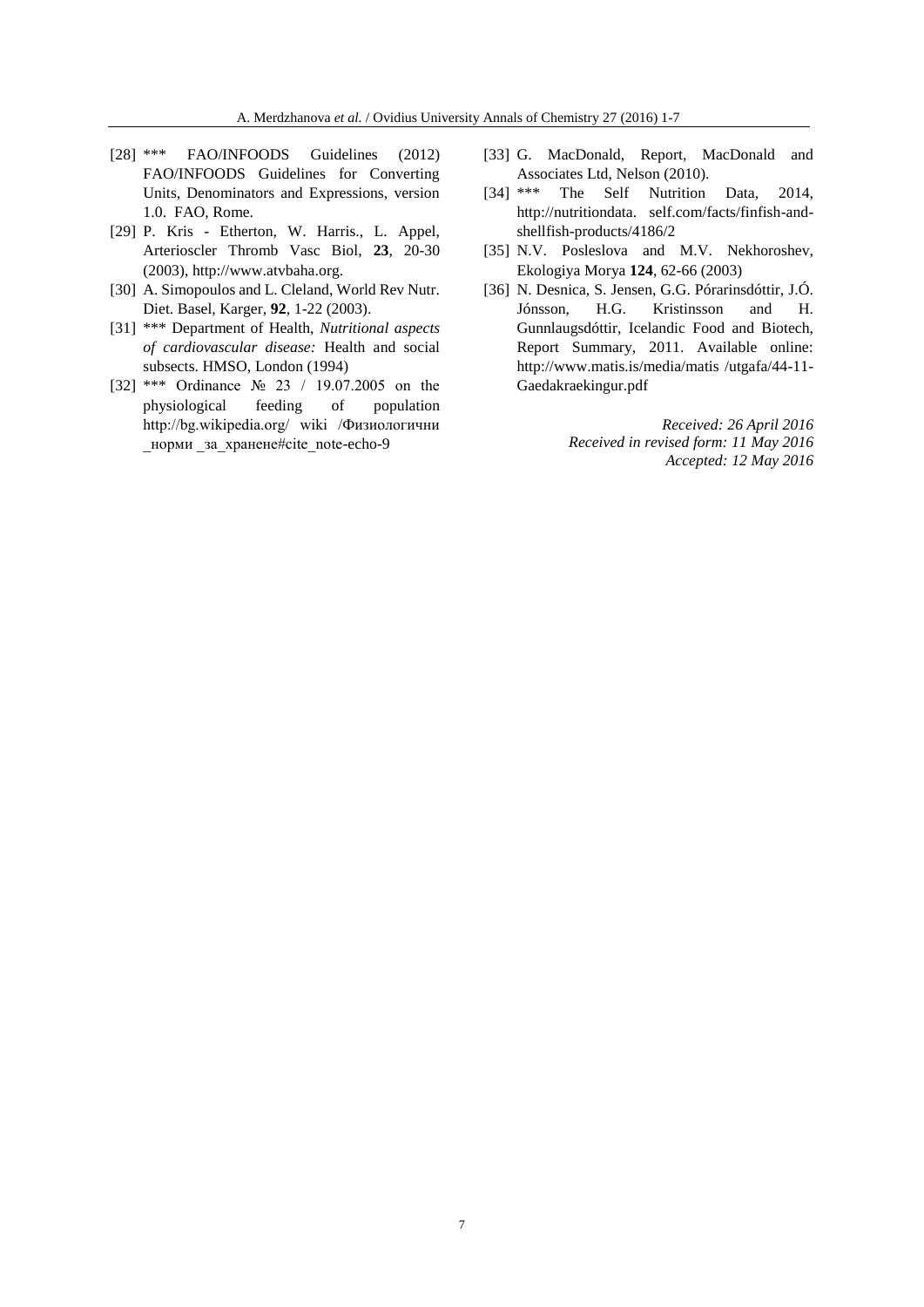[28] *** FAO/INFOODS Guidelines (2012) FAO/INFOODS Guidelines for Converting Units, Denominators and Expressions, version 1.0. FAO, Rome.

[29] P. Kris - Etherton, W. Harris., L. Appel, Arterioscler Thromb Vasc Biol, **23**, 20-30 (2003), http://www.atvbaha.org.

[30] A. Simopoulos and L. Cleland, World Rev Nutr. Diet. Basel, Karger, **92**, 1-22 (2003).

[31] *** Department of Health, *Nutritional aspects of cardiovascular disease:* Health and social subsects. HMSO, London (1994)

[32] *** Ordinance № 23 / 19.07.2005 on the physiological feeding of population http://bg.wikipedia.org/ wiki /Физиологични _норми _за_хранене#cite_note-echo-9

[33] G. MacDonald, Report, MacDonald and Associates Ltd, Nelson (2010).

[34] *** The Self Nutrition Data, 2014, http://nutritiondata. self.com/facts/finfish-and-shellfish-products/4186/2

[35] N.V. Posleslova and M.V. Nekhoroshev, Ekologiya Morya **124**, 62-66 (2003)

[36] N. Desnica, S. Jensen, G.G. Þórarinsdóttir, J.Ó. Jónsson, H.G. Kristinsson and H. Gunnlaugsdóttir, Icelandic Food and Biotech, Report Summary, 2011. Available online: http://www.matis.is/media/matis /utgafa/44-11-Gaedakraekingur.pdf

*Received: 26 April 2016*
*Received in revised form: 11 May 2016*
*Accepted: 12 May 2016*